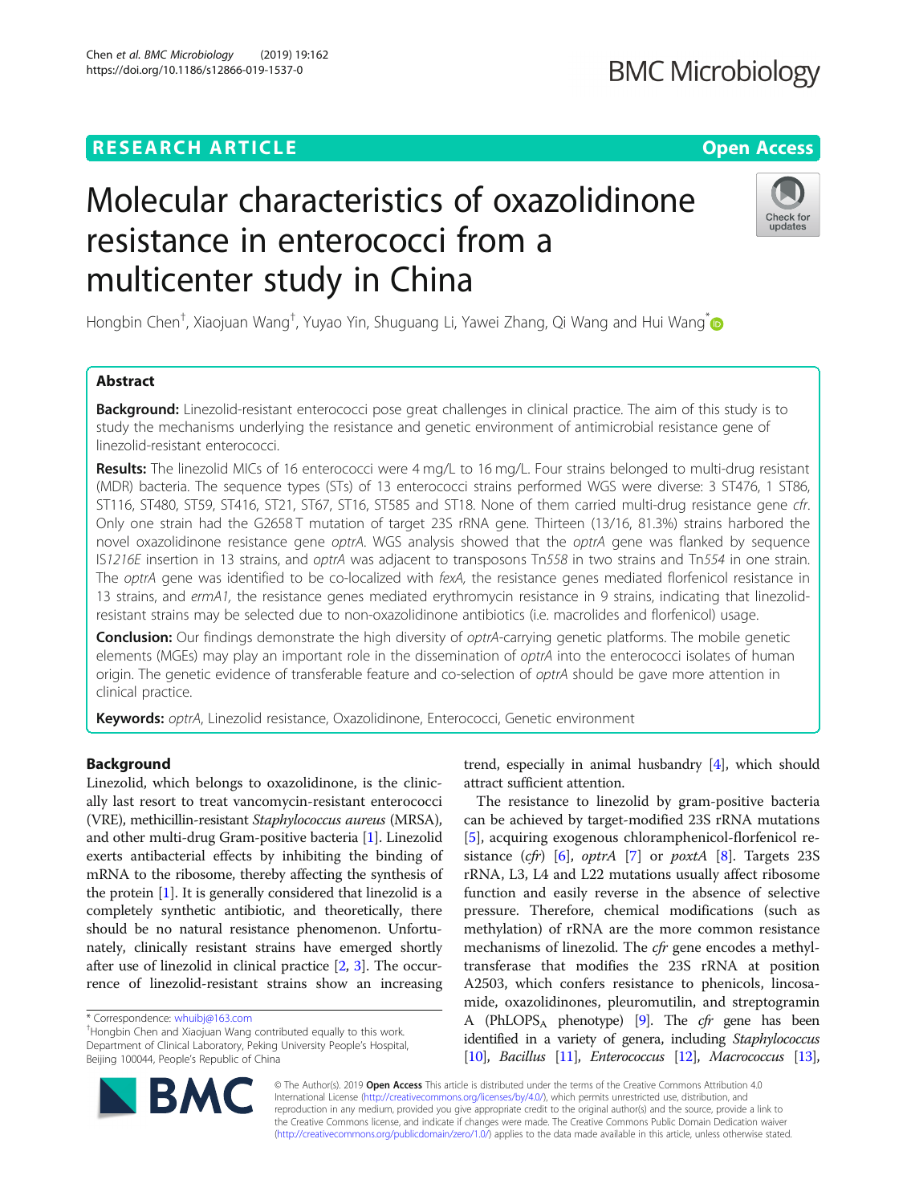# Molecular characteristics of oxazolidinone resistance in enterococci from a multicenter study in China

Hongbin Chen†, Xiaojuan Wang†, Yuyao Yin, Shuguang Li, Yawei Zhang, Qi Wang and Hui Wang*

## Abstract

**Background:** Linezolid-resistant enterococci pose great challenges in clinical practice. The aim of this study is to study the mechanisms underlying the resistance and genetic environment of antimicrobial resistance gene of linezolid-resistant enterococci.

**Results:** The linezolid MICs of 16 enterococci were 4 mg/L to 16 mg/L. Four strains belonged to multi-drug resistant (MDR) bacteria. The sequence types (STs) of 13 enterococci strains performed WGS were diverse: 3 ST476, 1 ST86, ST116, ST480, ST59, ST416, ST21, ST67, ST16, ST585 and ST18. None of them carried multi-drug resistance gene *cfr*. Only one strain had the G2658 T mutation of target 23S rRNA gene. Thirteen (13/16, 81.3%) strains harbored the novel oxazolidinone resistance gene *optrA*. WGS analysis showed that the *optrA* gene was flanked by sequence IS*1216E* insertion in 13 strains, and *optrA* was adjacent to transposons Tn*558* in two strains and Tn*554* in one strain. The *optrA* gene was identified to be co-localized with *fexA*, the resistance genes mediated florfenicol resistance in 13 strains, and *ermA1*, the resistance genes mediated erythromycin resistance in 9 strains, indicating that linezolid-resistant strains may be selected due to non-oxazolidinone antibiotics (i.e. macrolides and florfenicol) usage.

**Conclusion:** Our findings demonstrate the high diversity of *optrA*-carrying genetic platforms. The mobile genetic elements (MGEs) may play an important role in the dissemination of *optrA* into the enterococci isolates of human origin. The genetic evidence of transferable feature and co-selection of *optrA* should be gave more attention in clinical practice.

**Keywords:** *optrA*, Linezolid resistance, Oxazolidinone, Enterococci, Genetic environment

## Background

Linezolid, which belongs to oxazolidinone, is the clinically last resort to treat vancomycin-resistant enterococci (VRE), methicillin-resistant *Staphylococcus aureus* (MRSA), and other multi-drug Gram-positive bacteria [1]. Linezolid exerts antibacterial effects by inhibiting the binding of mRNA to the ribosome, thereby affecting the synthesis of the protein [1]. It is generally considered that linezolid is a completely synthetic antibiotic, and theoretically, there should be no natural resistance phenomenon. Unfortunately, clinically resistant strains have emerged shortly after use of linezolid in clinical practice [2, 3]. The occurrence of linezolid-resistant strains show an increasing trend, especially in animal husbandry [4], which should attract sufficient attention.

The resistance to linezolid by gram-positive bacteria can be achieved by target-modified 23S rRNA mutations [5], acquiring exogenous chloramphenicol-florfenicol resistance (*cfr*) [6], *optrA* [7] or *poxtA* [8]. Targets 23S rRNA, L3, L4 and L22 mutations usually affect ribosome function and easily reverse in the absence of selective pressure. Therefore, chemical modifications (such as methylation) of rRNA are the more common resistance mechanisms of linezolid. The *cfr* gene encodes a methyltransferase that modifies the 23S rRNA at position A2503, which confers resistance to phenicols, lincosamide, oxazolidinones, pleuromutilin, and streptogramin A ($PhLOPS_A$ phenotype) [9]. The *cfr* gene has been identified in a variety of genera, including *Staphylococcus* [10], *Bacillus* [11], *Enterococcus* [12], *Macrococcus* [13],

---

* Correspondence: whuibj@163.com
†Hongbin Chen and Xiaojuan Wang contributed equally to this work.
Department of Clinical Laboratory, Peking University People's Hospital, Beijing 100044, People's Republic of China

© The Author(s). 2019 **Open Access** This article is distributed under the terms of the Creative Commons Attribution 4.0 International License (http://creativecommons.org/licenses/by/4.0/), which permits unrestricted use, distribution, and reproduction in any medium, provided you give appropriate credit to the original author(s) and the source, provide a link to the Creative Commons license, and indicate if changes were made. The Creative Commons Public Domain Dedication waiver (http://creativecommons.org/publicdomain/zero/1.0/) applies to the data made available in this article, unless otherwise stated.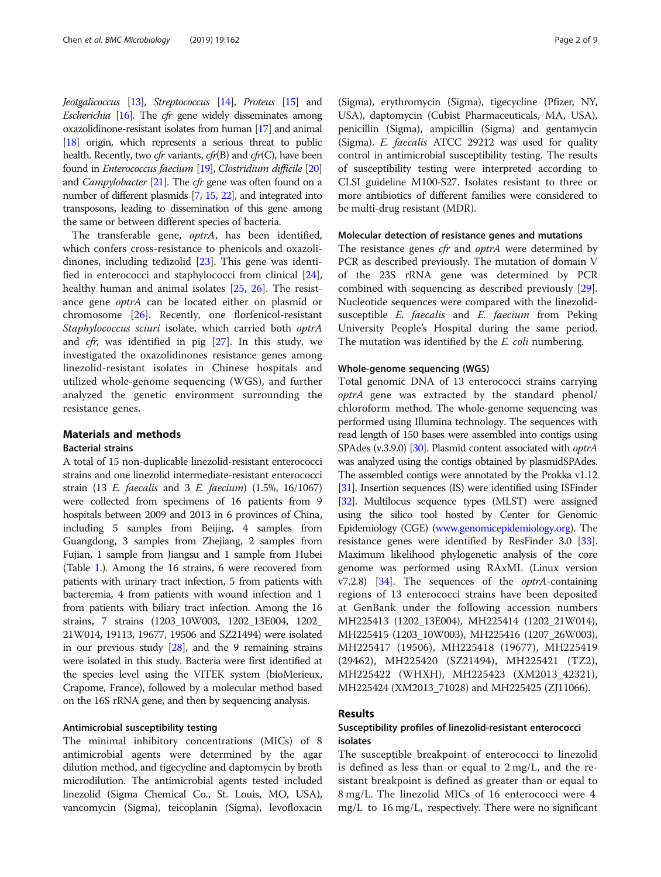*Jeotgalicoccus* [13], *Streptococcus* [14], *Proteus* [15] and *Escherichia* [16]. The *cfr* gene widely disseminates among oxazolidinone-resistant isolates from human [17] and animal [18] origin, which represents a serious threat to public health. Recently, two *cfr* variants, *cfr*(B) and *cfr*(C), have been found in *Enterococcus faecium* [19], *Clostridium difficile* [20] and *Campylobacter* [21]. The *cfr* gene was often found on a number of different plasmids [7, 15, 22], and integrated into transposons, leading to dissemination of this gene among the same or between different species of bacteria.

The transferable gene, *optrA*, has been identified, which confers cross-resistance to phenicols and oxazolidinones, including tedizolid [23]. This gene was identified in enterococci and staphylococci from clinical [24], healthy human and animal isolates [25, 26]. The resistance gene *optrA* can be located either on plasmid or chromosome [26]. Recently, one florfenicol-resistant *Staphylococcus sciuri* isolate, which carried both *optrA* and *cfr*, was identified in pig [27]. In this study, we investigated the oxazolidinones resistance genes among linezolid-resistant isolates in Chinese hospitals and utilized whole-genome sequencing (WGS), and further analyzed the genetic environment surrounding the resistance genes.

## Materials and methods

### Bacterial strains

A total of 15 non-duplicable linezolid-resistant enterococci strains and one linezolid intermediate-resistant enterococci strain (13 *E. faecalis* and 3 *E. faecium*) (1.5%, 16/1067) were collected from specimens of 16 patients from 9 hospitals between 2009 and 2013 in 6 provinces of China, including 5 samples from Beijing, 4 samples from Guangdong, 3 samples from Zhejiang, 2 samples from Fujian, 1 sample from Jiangsu and 1 sample from Hubei (Table 1.). Among the 16 strains, 6 were recovered from patients with urinary tract infection, 5 from patients with bacteremia, 4 from patients with wound infection and 1 from patients with biliary tract infection. Among the 16 strains, 7 strains (1203_10W003, 1202_13E004, 1202_21W014, 19113, 19677, 19506 and SZ21494) were isolated in our previous study [28], and the 9 remaining strains were isolated in this study. Bacteria were first identified at the species level using the VITEK system (bioMerieux, Crapome, France), followed by a molecular method based on the 16S rRNA gene, and then by sequencing analysis.

### Antimicrobial susceptibility testing

The minimal inhibitory concentrations (MICs) of 8 antimicrobial agents were determined by the agar dilution method, and tigecycline and daptomycin by broth microdilution. The antimicrobial agents tested included linezolid (Sigma Chemical Co., St. Louis, MO, USA), vancomycin (Sigma), teicoplanin (Sigma), levofloxacin (Sigma), erythromycin (Sigma), tigecycline (Pfizer, NY, USA), daptomycin (Cubist Pharmaceuticals, MA, USA), penicillin (Sigma), ampicillin (Sigma) and gentamycin (Sigma). *E. faecalis* ATCC 29212 was used for quality control in antimicrobial susceptibility testing. The results of susceptibility testing were interpreted according to CLSI guideline M100-S27. Isolates resistant to three or more antibiotics of different families were considered to be multi-drug resistant (MDR).

### Molecular detection of resistance genes and mutations

The resistance genes *cfr* and *optrA* were determined by PCR as described previously. The mutation of domain V of the 23S rRNA gene was determined by PCR combined with sequencing as described previously [29]. Nucleotide sequences were compared with the linezolid-susceptible *E. faecalis* and *E. faecium* from Peking University People's Hospital during the same period. The mutation was identified by the *E. coli* numbering.

### Whole-genome sequencing (WGS)

Total genomic DNA of 13 enterococci strains carrying *optrA* gene was extracted by the standard phenol/chloroform method. The whole-genome sequencing was performed using Illumina technology. The sequences with read length of 150 bases were assembled into contigs using SPAdes (v.3.9.0) [30]. Plasmid content associated with *optrA* was analyzed using the contigs obtained by plasmidSPAdes. The assembled contigs were annotated by the Prokka v1.12 [31]. Insertion sequences (IS) were identified using ISFinder [32]. Multilocus sequence types (MLST) were assigned using the silico tool hosted by Center for Genomic Epidemiology (CGE) (www.genomicepidemiology.org). The resistance genes were identified by ResFinder 3.0 [33]. Maximum likelihood phylogenetic analysis of the core genome was performed using RAxML (Linux version v7.2.8) [34]. The sequences of the *optrA*-containing regions of 13 enterococci strains have been deposited at GenBank under the following accession numbers MH225413 (1202_13E004), MH225414 (1202_21W014), MH225415 (1203_10W003), MH225416 (1207_26W003), MH225417 (19506), MH225418 (19677), MH225419 (29462), MH225420 (SZ21494), MH225421 (TZ2), MH225422 (WHXH), MH225423 (XM2013_42321), MH225424 (XM2013_71028) and MH225425 (ZJ11066).

## Results

### Susceptibility profiles of linezolid-resistant enterococci isolates

The susceptible breakpoint of enterococci to linezolid is defined as less than or equal to 2 mg/L, and the resistant breakpoint is defined as greater than or equal to 8 mg/L. The linezolid MICs of 16 enterococci were 4 mg/L to 16 mg/L, respectively. There were no significant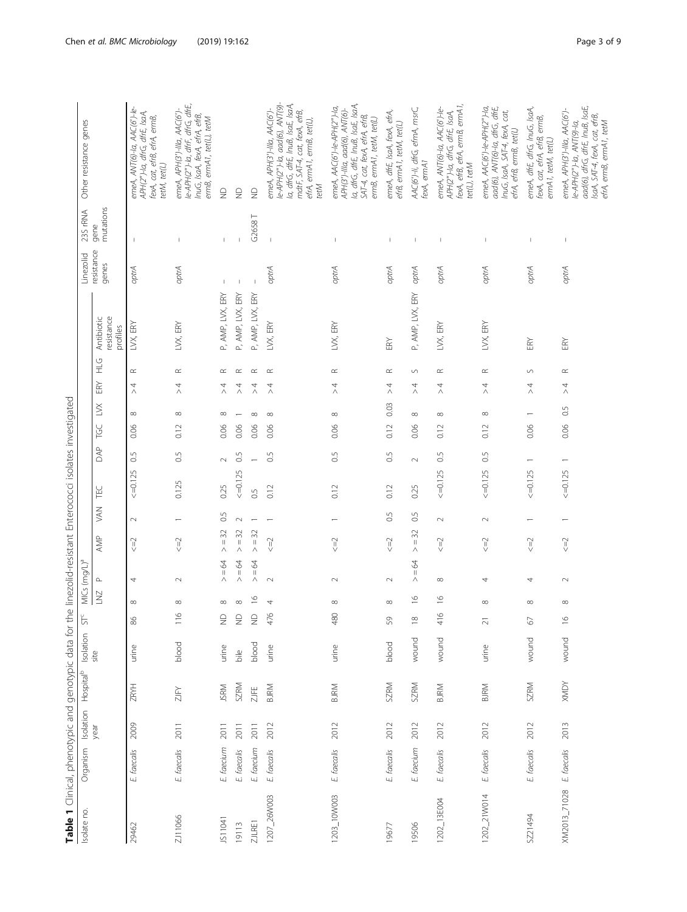**Table 1** Clinical, phenotypic and genotypic data for the linezolid-resistant Enterococci isolates investigated

| Isolate no. | Organism | Isolation year | Hospital[b] | Isolation site | ST[c] | MICs (mg/L)[a] | | | | | | | | | | Antibiotic resistance profiles | Linezolid resistance genes | 23S rRNA gene mutations | Other resistance genes |
|---|---|---|---|---|---|---|---|---|---|---|---|---|---|---|---|---|---|---|---|
| | | | | | | LNZ | P | AMP | VAN | TEC | DAP | TGC | LVX | ERY | HLG | | | | |
| 29462 | *E. faecalis* | 2009 | ZRYH | urine | 86 | 8 | 4 | <=2 | 2 | <=0.125 | 0.5 | 0.06 | 8 | > 4 | R | LVX, ERY | *optrA* | – | *emeA, ANT(6)-Ia, AAC(6')-Ie-APH(2'')-Ia, dfrG, dfrE, lsaA, fexA, cat, efrB, efrA, ermB, tetM, tet(L)* |
| ZJ11066 | *E. faecalis* | 2011 | ZJFY | blood | 116 | 8 | 2 | <=2 | 1 | 0.125 | 0.5 | 0.12 | 8 | > 4 | R | LVX, ERY | *optrA* | – | *emeA, APH(3')-IIIa, AAC(6')-Ie-APH(2'')-Ia, dfrF, dfrG, dfrE, lnuG, lsaA, fexA, efrA, efrB, ermB, ermA1, tet(L), tetM* |
| JS11041 | *E. faecium* | 2011 | JSRM | urine | ND | 8 | > = 64 | > = 32 | 0.5 | 0.25 | 2 | 0.06 | 8 | > 4 | R | P, AMP, LVX, ERY | – | – | ND |
| 19113 | *E. faecalis* | 2011 | SZRM | bile | ND | 8 | > = 64 | > = 32 | 2 | <=0.125 | 0.5 | 0.06 | 1 | > 4 | R | P, AMP, LVX, ERY | – | – | ND |
| ZJLRE1 | *E. faecium* | 2011 | ZJFE | blood | ND | 16 | > = 64 | > = 32 | 1 | 0.5 | 1 | 0.06 | 8 | > 4 | R | P, AMP, LVX, ERY | – | G2658 T | ND |
| 1207_26W003 | *E. faecalis* | 2012 | BJRM | urine | 476 | 4 | 2 | <=2 | 1 | 0.12 | 0.5 | 0.06 | 8 | > 4 | R | LVX, ERY | *optrA* | – | *emeA, APH(3')-IIIa, AAC(6')-Ie-APH(2'')-Ia, aad(6), ANT(9)-Ia, dfrG, dfrE, lnuB, lsaE, lsaA, mdtF, SAT-4, cat, fexA, efrB, efrA, ermA1, ermB, tet(L), tetM* |
| 1203_10W003 | *E. faecalis* | 2012 | BJRM | urine | 480 | 8 | 2 | <=2 | 1 | 0.12 | 0.5 | 0.06 | 8 | > 4 | R | LVX, ERY | *optrA* | – | *emeA, AAC(6')-Ie-APH(2'')-Ia, APH(3')-IIIa, aad(6), ANT(6)-Ia, dfrG, dfrE, lnuB, lsaE, lsaA, SAT-4, cat, fexA, efrA, efrB, ermB, ermA1, tetM, tet(L)* |
| 19677 | *E. faecalis* | 2012 | SZRM | blood | 59 | 8 | 2 | <=2 | 0.5 | 0.12 | 0.5 | 0.12 | 0.03 | > 4 | R | ERY | *optrA* | – | *emeA, dfrE, lsaA, fexA, efrA, efrB, ermA1, tetM, tet(L)* |
| 19506 | *E. faecium* | 2012 | SZRM | wound | 18 | 16 | > = 64 | > = 32 | 0.5 | 0.25 | 2 | 0.06 | 8 | > 4 | S | P, AMP, LVX, ERY | *optrA* | – | *AAC(6')-Ii, dfrG, efmA, msrC, fexA, ermA1* |
| 1202_13E004 | *E. faecalis* | 2012 | BJRM | wound | 416 | 16 | 8 | <=2 | 2 | <=0.125 | 0.5 | 0.12 | 8 | > 4 | R | LVX, ERY | *optrA* | – | *emeA, ANT(6)-Ia, AAC(6')-Ie-APH(2'')-Ia, dfrG, dfrE, lsaA, fexA, efrB, efrA, ermB, ermA1, tet(L), tetM* |
| 1202_21W014 | *E. faecalis* | 2012 | BJRM | urine | 21 | 8 | 4 | <=2 | 2 | <=0.125 | 0.5 | 0.12 | 8 | > 4 | R | LVX, ERY | *optrA* | – | *emeA, AAC(6')-Ie-APH(2'')-Ia, aad(6), ANT(6)-Ia, dfrG, dfrE, lnuG, lsaA, SAT-4, fexA, cat, efrA, efrB, ermB, tet(L)* |
| SZ21494 | *E. faecalis* | 2012 | SZRM | wound | 67 | 8 | 4 | <=2 | 1 | <=0.125 | 1 | 0.06 | 1 | > 4 | S | ERY | *optrA* | – | *emeA, dfrE, dfrG, lnuG, lsaA, fexA, cat, efrA, efrB, ermB, ermA1, tetM, tet(L)* |
| XM2013_71028 | *E. faecalis* | 2013 | XMDY | wound | 16 | 8 | 2 | <=2 | 1 | <=0.125 | 1 | 0.06 | 0.5 | > 4 | R | ERY | *optrA* | – | *emeA, APH(3')-IIIa, AAC(6')-Ie-APH(2'')-Ia, ANT(9)-Ia, aad(6), dfrG, dfrE, lnuB, lsaE, lsaA, SAT-4, fexA, cat, efrB, efrA, ermB, ermA1, tetM* |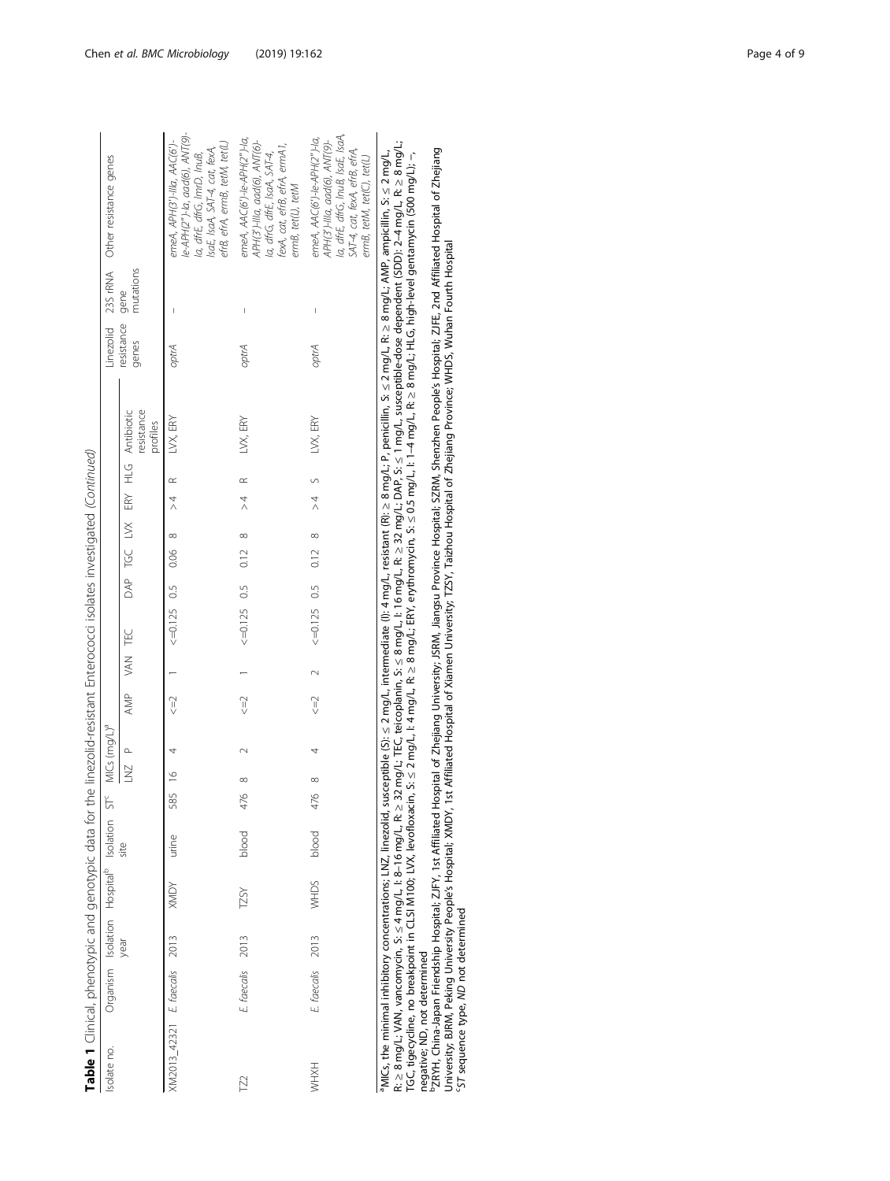**Table 1** Clinical, phenotypic and genotypic data for the linezolid-resistant Enterococci isolates investigated *(Continued)*

| Isolate no. | Organism | Isolation year | Hospital[b] | Isolation site | ST[c] | MICs (mg/L)[a] | | | | | | | | | | | Antibiotic resistance profiles | Linezolid resistance genes | 23S rRNA gene mutations | Other resistance genes |
|---|---|---|---|---|---|---|---|---|---|---|---|---|---|---|---|---|---|---|---|---|
| | | | | | | LNZ | P | AMP | VAN | TEC | DAP | TGC | LVX | ERY | HLG | | | | | |
| XM2013_42321 | *E. faecalis* | 2013 | XMDY | urine | 585 | 16 | 4 | <=2 | 1 | <=0.125 | 0.5 | 0.06 | 8 | >4 | R | | LVX, ERY | *optrA* | – | *emeA, APH(3′)-IIIa, AAC(6′)-Ie-APH(2″)-Ia, aad(6), ANT(9)-Ia, dfrE, dfrG, lmrD, lnuB, lsaE, lsaA, SAT-4, cat, fexA, efrB, efrA, ermB, tetM, tet(L)* |
| TZ2 | *E. faecalis* | 2013 | TZSY | blood | 476 | 8 | 2 | <=2 | 1 | <=0.125 | 0.5 | 0.12 | 8 | >4 | R | | LVX, ERY | *optrA* | – | *emeA, AAC(6′)-Ie-APH(2″)-Ia, APH(3′)-IIIa, aad(6), ANT(6)-Ia, dfrG, dfrE, lsaA, SAT-4, fexA, cat, efrB, efrA, ermA1, ermB, tet(L), tetM* |
| WHXH | *E. faecalis* | 2013 | WHDS | blood | 476 | 8 | 4 | <=2 | 2 | <=0.125 | 0.5 | 0.12 | 8 | >4 | S | | LVX, ERY | *optrA* | – | *emeA, AAC(6′)-Ie-APH(2″)-Ia, APH(3′)-IIIa, aad(6), ANT(9)-Ia, dfrE, dfrG, lnuB, lsaE, lsaA, SAT-4, cat, fexA, efrB, efrA, ermB, tetM, tet(C), tet(L)* |

[a]MICs, the minimal inhibitory concentrations; LNZ, linezolid, susceptible (S): ≤ 2 mg/L, intermediate (I): 4 mg/L, resistant (R): ≥ 8 mg/L; P, penicillin, S: ≤ 2 mg/L, R: ≥ 8 mg/L; AMP, ampicillin, S: ≤ 2 mg/L, R: ≥ 8 mg/L; VAN, vancomycin, S: ≤ 4 mg/L, I: 8–16 mg/L, R: ≥ 32 mg/L; TEC, teicoplanin, S: ≤ 8 mg/L, I: 16 mg/L, R: ≥ 32 mg/L; DAP, S: ≤ 1 mg/L, susceptible-dose dependent (SDD): 2–4 mg/L, R: ≥ 8 mg/L; TGC, tigecycline, no breakpoint in CLSI M100; LVX, levofloxacin, S: ≤ 2 mg/L, I: 4 mg/L, R: ≥ 8 mg/L; ERY, erythromycin, S: ≤ 0.5 mg/L, I: 1–4 mg/L, R: ≥ 8 mg/L; HLG, high-level gentamycin (500 mg/L); –, negative; ND, not determined

[b]ZRYH, China-Japan Friendship Hospital; ZJFY, 1st Affiliated Hospital of Zhejiang University; JSRM, Jiangsu Province Hospital; SZRM, Shenzhen People's Hospital; ZJFE, 2nd Affiliated Hospital of Zhejiang University; BJRM, Peking University People's Hospital; XMDY, 1st Affiliated Hospital of Xiamen University; TZSY, Taizhou Hospital of Zhejiang Province; WHDS, Wuhan Fourth Hospital

[c]ST sequence type, ND not determined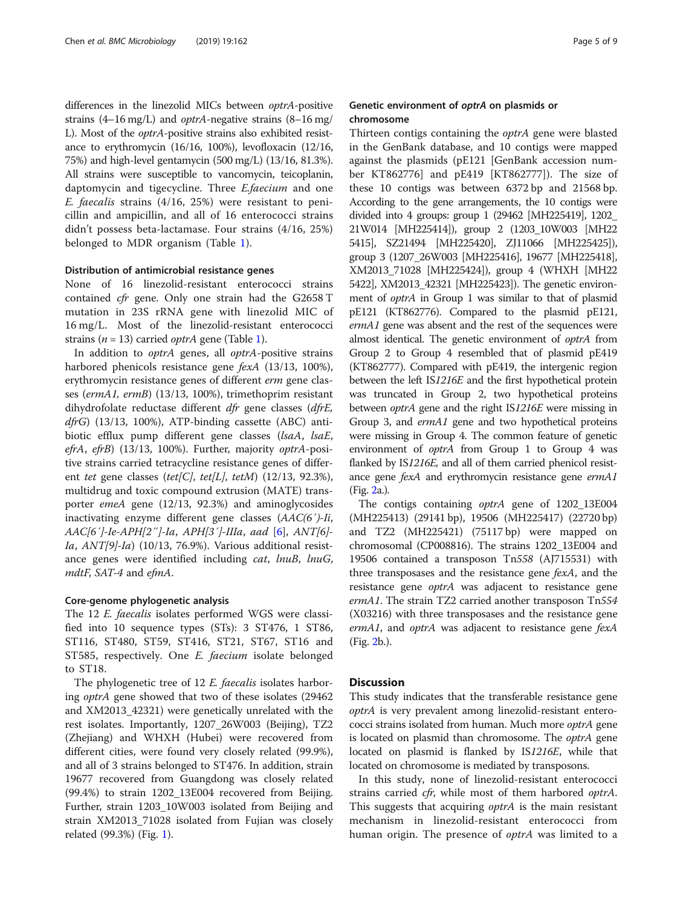differences in the linezolid MICs between *optrA*-positive strains (4–16 mg/L) and *optrA*-negative strains (8–16 mg/L). Most of the *optrA*-positive strains also exhibited resistance to erythromycin (16/16, 100%), levofloxacin (12/16, 75%) and high-level gentamycin (500 mg/L) (13/16, 81.3%). All strains were susceptible to vancomycin, teicoplanin, daptomycin and tigecycline. Three *E.faecium* and one *E. faecalis* strains (4/16, 25%) were resistant to penicillin and ampicillin, and all of 16 enterococci strains didn't possess beta-lactamase. Four strains (4/16, 25%) belonged to MDR organism (Table 1).

### Distribution of antimicrobial resistance genes

None of 16 linezolid-resistant enterococci strains contained *cfr* gene. Only one strain had the G2658 T mutation in 23S rRNA gene with linezolid MIC of 16 mg/L. Most of the linezolid-resistant enterococci strains ($n = 13$) carried *optrA* gene (Table 1).

In addition to *optrA* genes, all *optrA*-positive strains harbored phenicols resistance gene *fexA* (13/13, 100%), erythromycin resistance genes of different *erm* gene classes (*ermA1*, *ermB*) (13/13, 100%), trimethoprim resistant dihydrofolate reductase different *dfr* gene classes (*dfrE*, *dfrG*) (13/13, 100%), ATP-binding cassette (ABC) antibiotic efflux pump different gene classes (*lsaA*, *lsaE*, *efrA*, *efrB*) (13/13, 100%). Further, majority *optrA*-positive strains carried tetracycline resistance genes of different *tet* gene classes (*tet[C]*, *tet[L]*, *tetM*) (12/13, 92.3%), multidrug and toxic compound extrusion (MATE) transporter *emeA* gene (12/13, 92.3%) and aminoglycosides inactivating enzyme different gene classes (*AAC(6′)-Ii*, *AAC[6′]-Ie-APH[2″]-Ia*, *APH[3′]-IIIa*, *aad* [6], *ANT[6]-Ia*, *ANT[9]-Ia*) (10/13, 76.9%). Various additional resistance genes were identified including *cat*, *lnuB*, *lnuG*, *mdtF*, *SAT-4* and *efmA*.

### Core-genome phylogenetic analysis

The 12 *E. faecalis* isolates performed WGS were classified into 10 sequence types (STs): 3 ST476, 1 ST86, ST116, ST480, ST59, ST416, ST21, ST67, ST16 and ST585, respectively. One *E. faecium* isolate belonged to ST18.

The phylogenetic tree of 12 *E. faecalis* isolates harboring *optrA* gene showed that two of these isolates (29462 and XM2013_42321) were genetically unrelated with the rest isolates. Importantly, 1207_26W003 (Beijing), TZ2 (Zhejiang) and WHXH (Hubei) were recovered from different cities, were found very closely related (99.9%), and all of 3 strains belonged to ST476. In addition, strain 19677 recovered from Guangdong was closely related (99.4%) to strain 1202_13E004 recovered from Beijing. Further, strain 1203_10W003 isolated from Beijing and strain XM2013_71028 isolated from Fujian was closely related (99.3%) (Fig. 1).

### Genetic environment of *optrA* on plasmids or chromosome

Thirteen contigs containing the *optrA* gene were blasted in the GenBank database, and 10 contigs were mapped against the plasmids (pE121 [GenBank accession number KT862776] and pE419 [KT862777]). The size of these 10 contigs was between 6372 bp and 21568 bp. According to the gene arrangements, the 10 contigs were divided into 4 groups: group 1 (29462 [MH225419], 1202_21W014 [MH225414]), group 2 (1203_10W003 [MH225415], SZ21494 [MH225420], ZJ11066 [MH225425]), group 3 (1207_26W003 [MH225416], 19677 [MH225418], XM2013_71028 [MH225424]), group 4 (WHXH [MH225422], XM2013_42321 [MH225423]). The genetic environment of *optrA* in Group 1 was similar to that of plasmid pE121 (KT862776). Compared to the plasmid pE121, *ermA1* gene was absent and the rest of the sequences were almost identical. The genetic environment of *optrA* from Group 2 to Group 4 resembled that of plasmid pE419 (KT862777). Compared with pE419, the intergenic region between the left IS*1216E* and the first hypothetical protein was truncated in Group 2, two hypothetical proteins between *optrA* gene and the right IS*1216E* were missing in Group 3, and *ermA1* gene and two hypothetical proteins were missing in Group 4. The common feature of genetic environment of *optrA* from Group 1 to Group 4 was flanked by IS*1216E,* and all of them carried phenicol resistance gene *fexA* and erythromycin resistance gene *ermA1* (Fig. 2a.).

The contigs containing *optrA* gene of 1202_13E004 (MH225413) (29141 bp), 19506 (MH225417) (22720 bp) and TZ2 (MH225421) (75117 bp) were mapped on chromosomal (CP008816). The strains 1202_13E004 and 19506 contained a transposon Tn*558* (AJ715531) with three transposases and the resistance gene *fexA*, and the resistance gene *optrA* was adjacent to resistance gene *ermA1*. The strain TZ2 carried another transposon Tn*554* (X03216) with three transposases and the resistance gene *ermA1*, and *optrA* was adjacent to resistance gene *fexA* (Fig. 2b.).

## Discussion

This study indicates that the transferable resistance gene *optrA* is very prevalent among linezolid-resistant enterococci strains isolated from human. Much more *optrA* gene is located on plasmid than chromosome. The *optrA* gene located on plasmid is flanked by IS*1216E*, while that located on chromosome is mediated by transposons.

In this study, none of linezolid-resistant enterococci strains carried *cfr*, while most of them harbored *optrA*. This suggests that acquiring *optrA* is the main resistant mechanism in linezolid-resistant enterococci from human origin. The presence of *optrA* was limited to a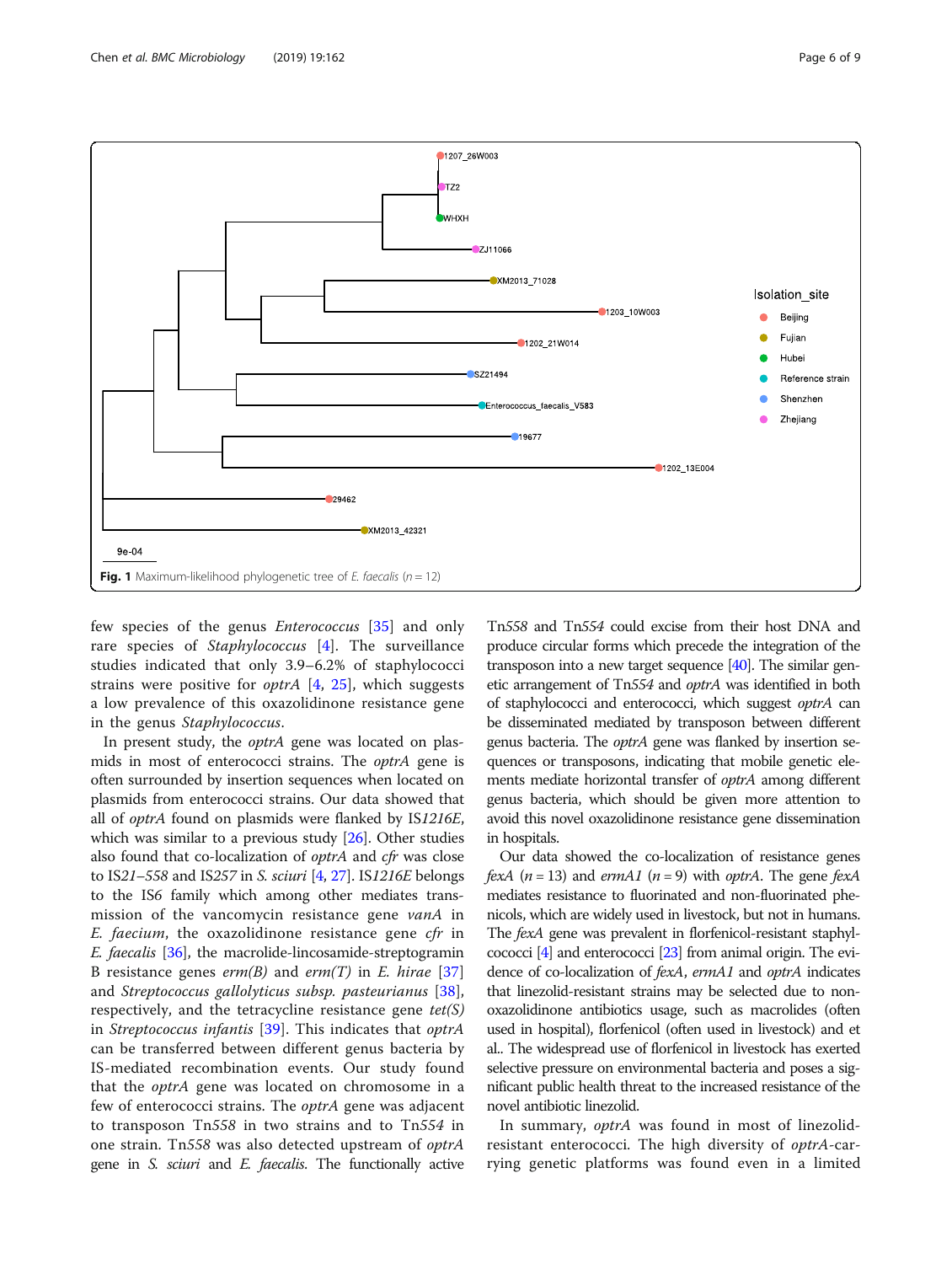**Fig. 1** Maximum-likelihood phylogenetic tree of *E. faecalis* (*n* = 12)

few species of the genus *Enterococcus* [35] and only rare species of *Staphylococcus* [4]. The surveillance studies indicated that only 3.9–6.2% of staphylococci strains were positive for *optrA* [4, 25], which suggests a low prevalence of this oxazolidinone resistance gene in the genus *Staphylococcus*.

In present study, the *optrA* gene was located on plasmids in most of enterococci strains. The *optrA* gene is often surrounded by insertion sequences when located on plasmids from enterococci strains. Our data showed that all of *optrA* found on plasmids were flanked by IS*1216E*, which was similar to a previous study [26]. Other studies also found that co-localization of *optrA* and *cfr* was close to IS*21–558* and IS*257* in *S. sciuri* [4, 27]. IS*1216E* belongs to the IS*6* family which among other mediates transmission of the vancomycin resistance gene *vanA* in *E. faecium*, the oxazolidinone resistance gene *cfr* in *E. faecalis* [36], the macrolide-lincosamide-streptogramin B resistance genes *erm(B)* and *erm(T)* in *E. hirae* [37] and *Streptococcus gallolyticus subsp. pasteurianus* [38], respectively, and the tetracycline resistance gene *tet(S)* in *Streptococcus infantis* [39]. This indicates that *optrA* can be transferred between different genus bacteria by IS-mediated recombination events. Our study found that the *optrA* gene was located on chromosome in a few of enterococci strains. The *optrA* gene was adjacent to transposon Tn*558* in two strains and to Tn*554* in one strain. Tn*558* was also detected upstream of *optrA* gene in *S. sciuri* and *E. faecalis*. The functionally active Tn*558* and Tn*554* could excise from their host DNA and produce circular forms which precede the integration of the transposon into a new target sequence [40]. The similar genetic arrangement of Tn*554* and *optrA* was identified in both of staphylococci and enterococci, which suggest *optrA* can be disseminated mediated by transposon between different genus bacteria. The *optrA* gene was flanked by insertion sequences or transposons, indicating that mobile genetic elements mediate horizontal transfer of *optrA* among different genus bacteria, which should be given more attention to avoid this novel oxazolidinone resistance gene dissemination in hospitals.

Our data showed the co-localization of resistance genes *fexA* (*n* = 13) and *ermA1* (*n* = 9) with *optrA*. The gene *fexA* mediates resistance to fluorinated and non-fluorinated phenicols, which are widely used in livestock, but not in humans. The *fexA* gene was prevalent in florfenicol-resistant staphylococci [4] and enterococci [23] from animal origin. The evidence of co-localization of *fexA*, *ermA1* and *optrA* indicates that linezolid-resistant strains may be selected due to non-oxazolidinone antibiotics usage, such as macrolides (often used in hospital), florfenicol (often used in livestock) and et al.. The widespread use of florfenicol in livestock has exerted selective pressure on environmental bacteria and poses a significant public health threat to the increased resistance of the novel antibiotic linezolid.

In summary, *optrA* was found in most of linezolid-resistant enterococci. The high diversity of *optrA*-carrying genetic platforms was found even in a limited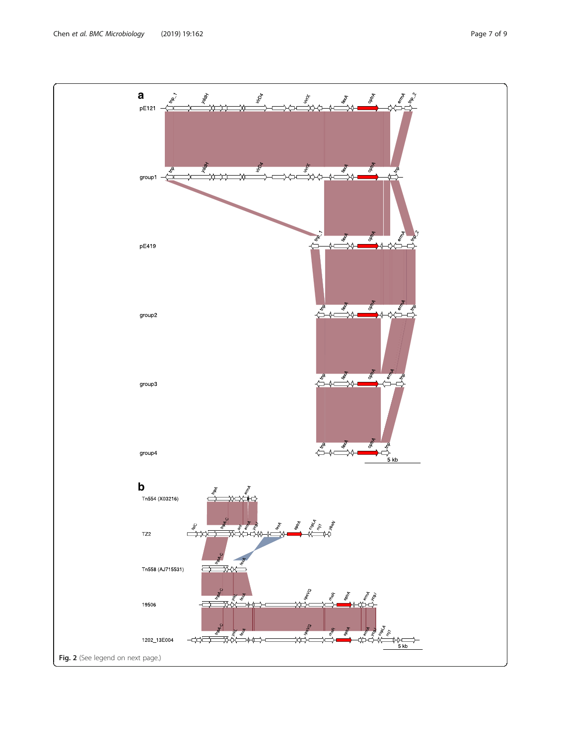Fig. 2 (See legend on next page.)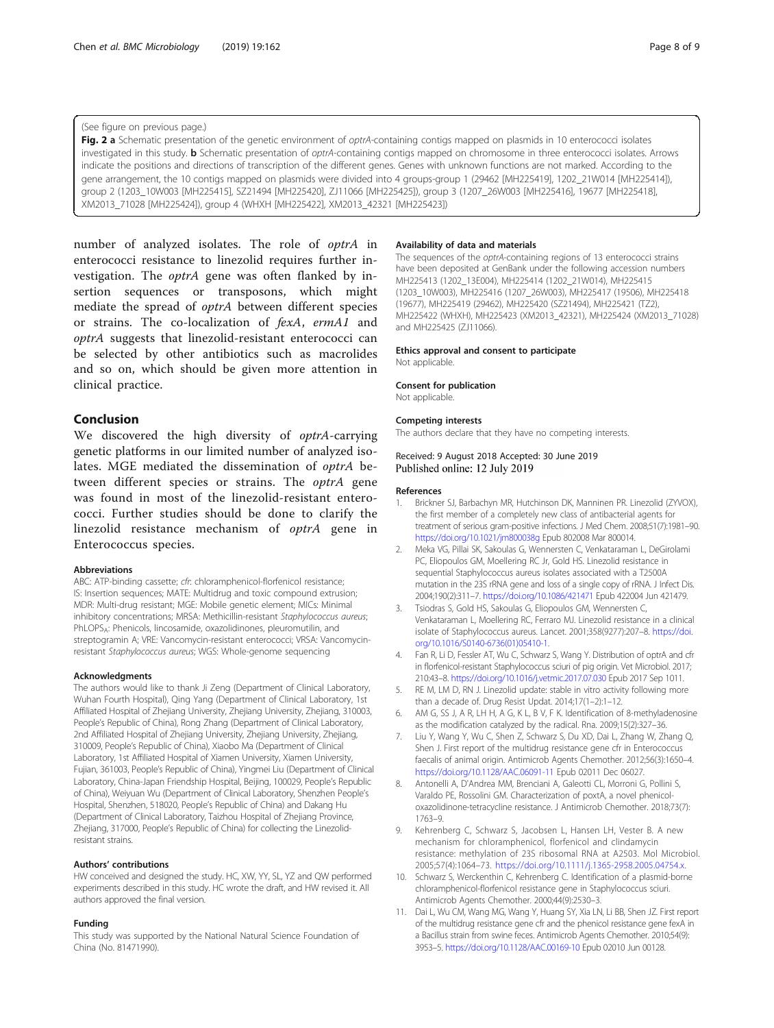(See figure on previous page.)

**Fig. 2 a** Schematic presentation of the genetic environment of *optrA*-containing contigs mapped on plasmids in 10 enterococci isolates investigated in this study. **b** Schematic presentation of *optrA*-containing contigs mapped on chromosome in three enterococci isolates. Arrows indicate the positions and directions of transcription of the different genes. Genes with unknown functions are not marked. According to the gene arrangement, the 10 contigs mapped on plasmids were divided into 4 groups-group 1 (29462 [MH225419], 1202_21W014 [MH225414]), group 2 (1203_10W003 [MH225415], SZ21494 [MH225420], ZJ11066 [MH225425]), group 3 (1207_26W003 [MH225416], 19677 [MH225418], XM2013_71028 [MH225424]), group 4 (WHXH [MH225422], XM2013_42321 [MH225423])

number of analyzed isolates. The role of *optrA* in enterococci resistance to linezolid requires further investigation. The *optrA* gene was often flanked by insertion sequences or transposons, which might mediate the spread of *optrA* between different species or strains. The co-localization of *fexA*, *ermA1* and *optrA* suggests that linezolid-resistant enterococci can be selected by other antibiotics such as macrolides and so on, which should be given more attention in clinical practice.

## Conclusion

We discovered the high diversity of *optrA*-carrying genetic platforms in our limited number of analyzed isolates. MGE mediated the dissemination of *optrA* between different species or strains. The *optrA* gene was found in most of the linezolid-resistant enterococci. Further studies should be done to clarify the linezolid resistance mechanism of *optrA* gene in Enterococcus species.

#### Abbreviations

ABC: ATP-binding cassette; *cfr*: chloramphenicol-florfenicol resistance; IS: Insertion sequences; MATE: Multidrug and toxic compound extrusion; MDR: Multi-drug resistant; MGE: Mobile genetic element; MICs: Minimal inhibitory concentrations; MRSA: Methicillin-resistant *Staphylococcus aureus*; $PhLOPS_A$: Phenicols, lincosamide, oxazolidinones, pleuromutilin, and streptogramin A; VRE: Vancomycin-resistant enterococci; VRSA: Vancomycin-resistant *Staphylococcus aureus*; WGS: Whole-genome sequencing

#### Acknowledgments

The authors would like to thank Ji Zeng (Department of Clinical Laboratory, Wuhan Fourth Hospital), Qing Yang (Department of Clinical Laboratory, 1st Affiliated Hospital of Zhejiang University, Zhejiang University, Zhejiang, 310003, People's Republic of China), Rong Zhang (Department of Clinical Laboratory, 2nd Affiliated Hospital of Zhejiang University, Zhejiang University, Zhejiang, 310009, People's Republic of China), Xiaobo Ma (Department of Clinical Laboratory, 1st Affiliated Hospital of Xiamen University, Xiamen University, Fujian, 361003, People's Republic of China), Yingmei Liu (Department of Clinical Laboratory, China-Japan Friendship Hospital, Beijing, 100029, People's Republic of China), Weiyuan Wu (Department of Clinical Laboratory, Shenzhen People's Hospital, Shenzhen, 518020, People's Republic of China) and Dakang Hu (Department of Clinical Laboratory, Taizhou Hospital of Zhejiang Province, Zhejiang, 317000, People's Republic of China) for collecting the Linezolid-resistant strains.

#### Authors' contributions

HW conceived and designed the study. HC, XW, YY, SL, YZ and QW performed experiments described in this study. HC wrote the draft, and HW revised it. All authors approved the final version.

#### Funding

This study was supported by the National Natural Science Foundation of China (No. 81471990).

#### Availability of data and materials

The sequences of the *optrA*-containing regions of 13 enterococci strains have been deposited at GenBank under the following accession numbers MH225413 (1202_13E004), MH225414 (1202_21W014), MH225415 (1203_10W003), MH225416 (1207_26W003), MH225417 (19506), MH225418 (19677), MH225419 (29462), MH225420 (SZ21494), MH225421 (TZ2), MH225422 (WHXH), MH225423 (XM2013_42321), MH225424 (XM2013_71028) and MH225425 (ZJ11066).

#### Ethics approval and consent to participate

Not applicable.

#### Consent for publication

Not applicable.

#### Competing interests

The authors declare that they have no competing interests.

Received: 9 August 2018 Accepted: 30 June 2019
Published online: 12 July 2019

#### References

1. Brickner SJ, Barbachyn MR, Hutchinson DK, Manninen PR. Linezolid (ZYVOX), the first member of a completely new class of antibacterial agents for treatment of serious gram-positive infections. J Med Chem. 2008;51(7):1981–90. https://doi.org/10.1021/jm800038g Epub 802008 Mar 800014.
2. Meka VG, Pillai SK, Sakoulas G, Wennersten C, Venkataraman L, DeGirolami PC, Eliopoulos GM, Moellering RC Jr, Gold HS. Linezolid resistance in sequential Staphylococcus aureus isolates associated with a T2500A mutation in the 23S rRNA gene and loss of a single copy of rRNA. J Infect Dis. 2004;190(2):311–7. https://doi.org/10.1086/421471 Epub 422004 Jun 421479.
3. Tsiodras S, Gold HS, Sakoulas G, Eliopoulos GM, Wennersten C, Venkataraman L, Moellering RC, Ferraro MJ. Linezolid resistance in a clinical isolate of Staphylococcus aureus. Lancet. 2001;358(9277):207–8. https://doi.org/10.1016/S0140-6736(01)05410-1.
4. Fan R, Li D, Fessler AT, Wu C, Schwarz S, Wang Y. Distribution of optrA and cfr in florfenicol-resistant Staphylococcus sciuri of pig origin. Vet Microbiol. 2017; 210:43–8. https://doi.org/10.1016/j.vetmic.2017.07.030 Epub 2017 Sep 1011.
5. RE M, LM D, RN J. Linezolid update: stable in vitro activity following more than a decade of. Drug Resist Updat. 2014;17(1–2):1–12.
6. AM G, SS J, A R, LH H, A G, K L, B V, F K. Identification of 8-methyladenosine as the modification catalyzed by the radical. Rna. 2009;15(2):327–36.
7. Liu Y, Wang Y, Wu C, Shen Z, Schwarz S, Du XD, Dai L, Zhang W, Zhang Q, Shen J. First report of the multidrug resistance gene cfr in Enterococcus faecalis of animal origin. Antimicrob Agents Chemother. 2012;56(3):1650–4. https://doi.org/10.1128/AAC.06091-11 Epub 02011 Dec 06027.
8. Antonelli A, D'Andrea MM, Brenciani A, Galeotti CL, Morroni G, Pollini S, Varaldo PE, Rossolini GM. Characterization of poxtA, a novel phenicol-oxazolidinone-tetracycline resistance. J Antimicrob Chemother. 2018;73(7): 1763–9.
9. Kehrenberg C, Schwarz S, Jacobsen L, Hansen LH, Vester B. A new mechanism for chloramphenicol, florfenicol and clindamycin resistance: methylation of 23S ribosomal RNA at A2503. Mol Microbiol. 2005;57(4):1064–73. https://doi.org/10.1111/j.1365-2958.2005.04754.x.
10. Schwarz S, Werckenthin C, Kehrenberg C. Identification of a plasmid-borne chloramphenicol-florfenicol resistance gene in Staphylococcus sciuri. Antimicrob Agents Chemother. 2000;44(9):2530–3.
11. Dai L, Wu CM, Wang MG, Wang Y, Huang SY, Xia LN, Li BB, Shen JZ. First report of the multidrug resistance gene cfr and the phenicol resistance gene fexA in a Bacillus strain from swine feces. Antimicrob Agents Chemother. 2010;54(9): 3953–5. https://doi.org/10.1128/AAC.00169-10 Epub 02010 Jun 00128.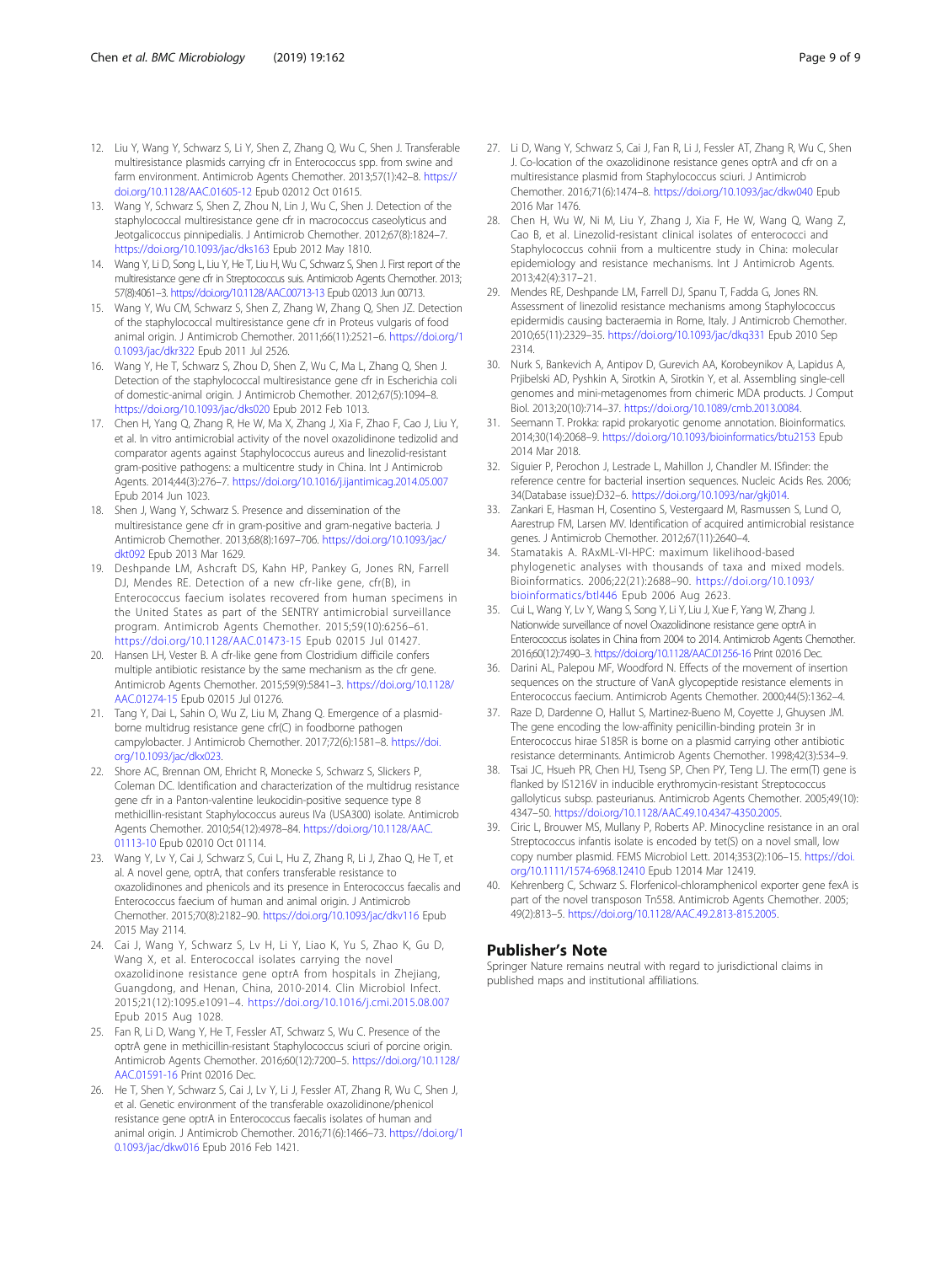12. Liu Y, Wang Y, Schwarz S, Li Y, Shen Z, Zhang Q, Wu C, Shen J. Transferable multiresistance plasmids carrying cfr in Enterococcus spp. from swine and farm environment. Antimicrob Agents Chemother. 2013;57(1):42–8. https://doi.org/10.1128/AAC.01605-12 Epub 02012 Oct 01615.
13. Wang Y, Schwarz S, Shen Z, Zhou N, Lin J, Wu C, Shen J. Detection of the staphylococcal multiresistance gene cfr in macrococcus caseolyticus and Jeotgalicoccus pinnipedialis. J Antimicrob Chemother. 2012;67(8):1824–7. https://doi.org/10.1093/jac/dks163 Epub 2012 May 1810.
14. Wang Y, Li D, Song L, Liu Y, He T, Liu H, Wu C, Schwarz S, Shen J. First report of the multiresistance gene cfr in Streptococcus suis. Antimicrob Agents Chemother. 2013; 57(8):4061–3. https://doi.org/10.1128/AAC.00713-13 Epub 02013 Jun 00713.
15. Wang Y, Wu CM, Schwarz S, Shen Z, Zhang W, Zhang Q, Shen JZ. Detection of the staphylococcal multiresistance gene cfr in Proteus vulgaris of food animal origin. J Antimicrob Chemother. 2011;66(11):2521–6. https://doi.org/10.1093/jac/dkr322 Epub 2011 Jul 2526.
16. Wang Y, He T, Schwarz S, Zhou D, Shen Z, Wu C, Ma L, Zhang Q, Shen J. Detection of the staphylococcal multiresistance gene cfr in Escherichia coli of domestic-animal origin. J Antimicrob Chemother. 2012;67(5):1094–8. https://doi.org/10.1093/jac/dks020 Epub 2012 Feb 1013.
17. Chen H, Yang Q, Zhang R, He W, Ma X, Zhang J, Xia F, Zhao F, Cao J, Liu Y, et al. In vitro antimicrobial activity of the novel oxazolidinone tedizolid and comparator agents against Staphylococcus aureus and linezolid-resistant gram-positive pathogens: a multicentre study in China. Int J Antimicrob Agents. 2014;44(3):276–7. https://doi.org/10.1016/j.ijantimicag.2014.05.007 Epub 2014 Jun 1023.
18. Shen J, Wang Y, Schwarz S. Presence and dissemination of the multiresistance gene cfr in gram-positive and gram-negative bacteria. J Antimicrob Chemother. 2013;68(8):1697–706. https://doi.org/10.1093/jac/dkt092 Epub 2013 Mar 1629.
19. Deshpande LM, Ashcraft DS, Kahn HP, Pankey G, Jones RN, Farrell DJ, Mendes RE. Detection of a new cfr-like gene, cfr(B), in Enterococcus faecium isolates recovered from human specimens in the United States as part of the SENTRY antimicrobial surveillance program. Antimicrob Agents Chemother. 2015;59(10):6256–61. https://doi.org/10.1128/AAC.01473-15 Epub 02015 Jul 01427.
20. Hansen LH, Vester B. A cfr-like gene from Clostridium difficile confers multiple antibiotic resistance by the same mechanism as the cfr gene. Antimicrob Agents Chemother. 2015;59(9):5841–3. https://doi.org/10.1128/AAC.01274-15 Epub 02015 Jul 01276.
21. Tang Y, Dai L, Sahin O, Wu Z, Liu M, Zhang Q. Emergence of a plasmid-borne multidrug resistance gene cfr(C) in foodborne pathogen campylobacter. J Antimicrob Chemother. 2017;72(6):1581–8. https://doi.org/10.1093/jac/dkx023.
22. Shore AC, Brennan OM, Ehricht R, Monecke S, Schwarz S, Slickers P, Coleman DC. Identification and characterization of the multidrug resistance gene cfr in a Panton-valentine leukocidin-positive sequence type 8 methicillin-resistant Staphylococcus aureus IVa (USA300) isolate. Antimicrob Agents Chemother. 2010;54(12):4978–84. https://doi.org/10.1128/AAC.01113-10 Epub 02010 Oct 01114.
23. Wang Y, Lv Y, Cai J, Schwarz S, Cui L, Hu Z, Zhang R, Li J, Zhao Q, He T, et al. A novel gene, optrA, that confers transferable resistance to oxazolidinones and phenicols and its presence in Enterococcus faecalis and Enterococcus faecium of human and animal origin. J Antimicrob Chemother. 2015;70(8):2182–90. https://doi.org/10.1093/jac/dkv116 Epub 2015 May 2114.
24. Cai J, Wang Y, Schwarz S, Lv H, Li Y, Liao K, Yu S, Zhao K, Gu D, Wang X, et al. Enterococcal isolates carrying the novel oxazolidinone resistance gene optrA from hospitals in Zhejiang, Guangdong, and Henan, China, 2010-2014. Clin Microbiol Infect. 2015;21(12):1095.e1091–4. https://doi.org/10.1016/j.cmi.2015.08.007 Epub 2015 Aug 1028.
25. Fan R, Li D, Wang Y, He T, Fessler AT, Schwarz S, Wu C. Presence of the optrA gene in methicillin-resistant Staphylococcus sciuri of porcine origin. Antimicrob Agents Chemother. 2016;60(12):7200–5. https://doi.org/10.1128/AAC.01591-16 Print 02016 Dec.
26. He T, Shen Y, Schwarz S, Cai J, Lv Y, Li J, Fessler AT, Zhang R, Wu C, Shen J, et al. Genetic environment of the transferable oxazolidinone/phenicol resistance gene optrA in Enterococcus faecalis isolates of human and animal origin. J Antimicrob Chemother. 2016;71(6):1466–73. https://doi.org/10.1093/jac/dkw016 Epub 2016 Feb 1421.
27. Li D, Wang Y, Schwarz S, Cai J, Fan R, Li J, Fessler AT, Zhang R, Wu C, Shen J. Co-location of the oxazolidinone resistance genes optrA and cfr on a multiresistance plasmid from Staphylococcus sciuri. J Antimicrob Chemother. 2016;71(6):1474–8. https://doi.org/10.1093/jac/dkw040 Epub 2016 Mar 1476.
28. Chen H, Wu W, Ni M, Liu Y, Zhang J, Xia F, He W, Wang Q, Wang Z, Cao B, et al. Linezolid-resistant clinical isolates of enterococci and Staphylococcus cohnii from a multicentre study in China: molecular epidemiology and resistance mechanisms. Int J Antimicrob Agents. 2013;42(4):317–21.
29. Mendes RE, Deshpande LM, Farrell DJ, Spanu T, Fadda G, Jones RN. Assessment of linezolid resistance mechanisms among Staphylococcus epidermidis causing bacteraemia in Rome, Italy. J Antimicrob Chemother. 2010;65(11):2329–35. https://doi.org/10.1093/jac/dkq331 Epub 2010 Sep 2314.
30. Nurk S, Bankevich A, Antipov D, Gurevich AA, Korobeynikov A, Lapidus A, Prjibelski AD, Pyshkin A, Sirotkin A, Sirotkin Y, et al. Assembling single-cell genomes and mini-metagenomes from chimeric MDA products. J Comput Biol. 2013;20(10):714–37. https://doi.org/10.1089/cmb.2013.0084.
31. Seemann T. Prokka: rapid prokaryotic genome annotation. Bioinformatics. 2014;30(14):2068–9. https://doi.org/10.1093/bioinformatics/btu2153 Epub 2014 Mar 2018.
32. Siguier P, Perochon J, Lestrade L, Mahillon J, Chandler M. ISfinder: the reference centre for bacterial insertion sequences. Nucleic Acids Res. 2006; 34(Database issue):D32–6. https://doi.org/10.1093/nar/gkj014.
33. Zankari E, Hasman H, Cosentino S, Vestergaard M, Rasmussen S, Lund O, Aarestrup FM, Larsen MV. Identification of acquired antimicrobial resistance genes. J Antimicrob Chemother. 2012;67(11):2640–4.
34. Stamatakis A. RAxML-VI-HPC: maximum likelihood-based phylogenetic analyses with thousands of taxa and mixed models. Bioinformatics. 2006;22(21):2688–90. https://doi.org/10.1093/bioinformatics/btl446 Epub 2006 Aug 2623.
35. Cui L, Wang Y, Lv Y, Wang S, Song Y, Li Y, Liu J, Xue F, Yang W, Zhang J. Nationwide surveillance of novel Oxazolidinone resistance gene optrA in Enterococcus isolates in China from 2004 to 2014. Antimicrob Agents Chemother. 2016;60(12):7490–3. https://doi.org/10.1128/AAC.01256-16 Print 02016 Dec.
36. Darini AL, Palepou MF, Woodford N. Effects of the movement of insertion sequences on the structure of VanA glycopeptide resistance elements in Enterococcus faecium. Antimicrob Agents Chemother. 2000;44(5):1362–4.
37. Raze D, Dardenne O, Hallut S, Martinez-Bueno M, Coyette J, Ghuysen JM. The gene encoding the low-affinity penicillin-binding protein 3r in Enterococcus hirae S185R is borne on a plasmid carrying other antibiotic resistance determinants. Antimicrob Agents Chemother. 1998;42(3):534–9.
38. Tsai JC, Hsueh PR, Chen HJ, Tseng SP, Chen PY, Teng LJ. The erm(T) gene is flanked by IS1216V in inducible erythromycin-resistant Streptococcus gallolyticus subsp. pasteurianus. Antimicrob Agents Chemother. 2005;49(10): 4347–50. https://doi.org/10.1128/AAC.49.10.4347-4350.2005.
39. Ciric L, Brouwer MS, Mullany P, Roberts AP. Minocycline resistance in an oral Streptococcus infantis isolate is encoded by tet(S) on a novel small, low copy number plasmid. FEMS Microbiol Lett. 2014;353(2):106–15. https://doi.org/10.1111/1574-6968.12410 Epub 12014 Mar 12419.
40. Kehrenberg C, Schwarz S. Florfenicol-chloramphenicol exporter gene fexA is part of the novel transposon Tn558. Antimicrob Agents Chemother. 2005; 49(2):813–5. https://doi.org/10.1128/AAC.49.2.813-815.2005.

## Publisher's Note

Springer Nature remains neutral with regard to jurisdictional claims in published maps and institutional affiliations.